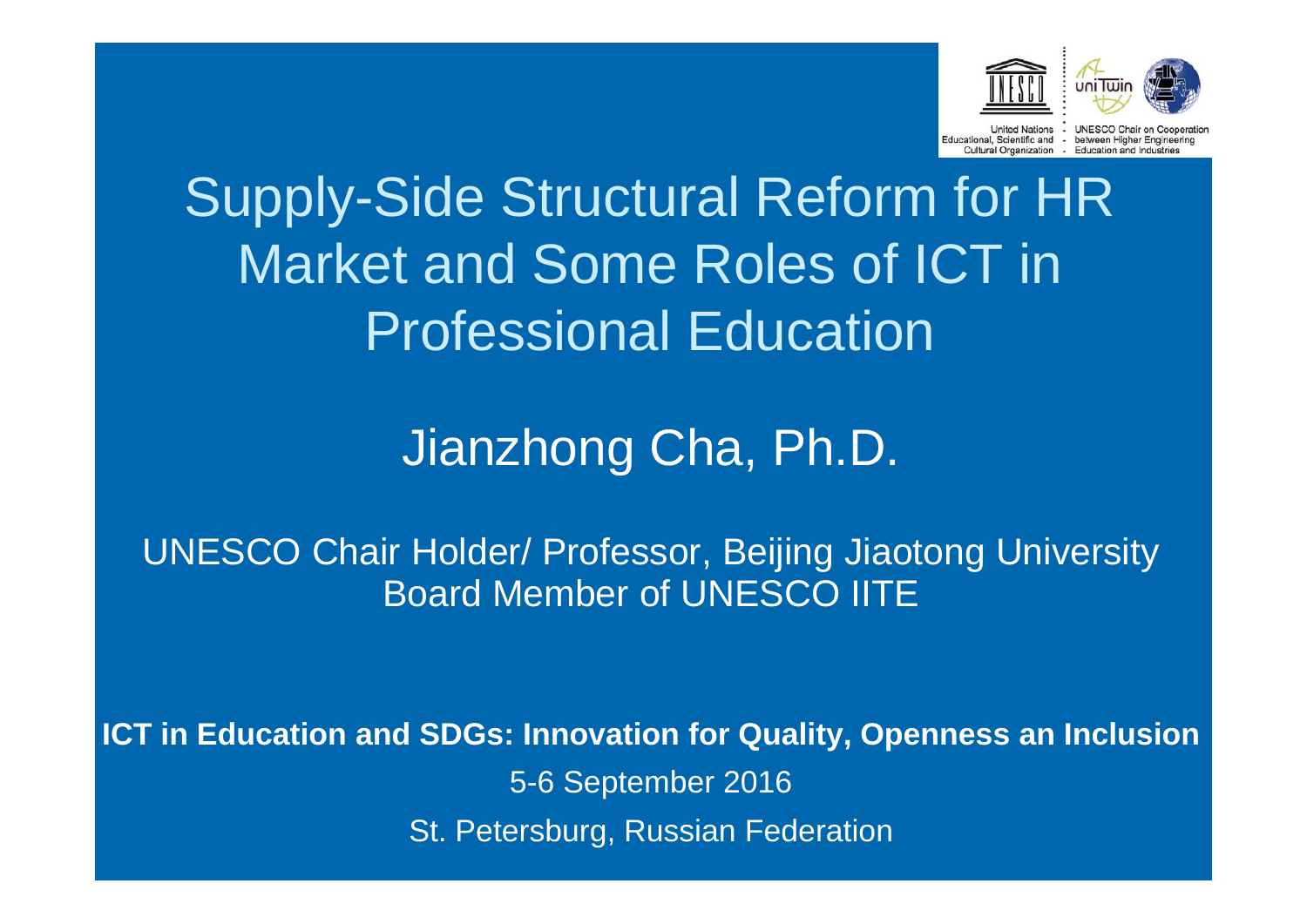United Nations Educational, Scientific and Cultural Organization

UNESCO Chair on Cooperation between Higher Engineering Education and Industries

# Supply-Side Structural Reform for HR Market and Some Roles of ICT in Professional Education

## Jianzhong Cha, Ph.D.

UNESCO Chair Holder/ Professor, Beijing Jiaotong University
Board Member of UNESCO IITE

**ICT in Education and SDGs: Innovation for Quality, Openness an Inclusion**

5-6 September 2016

St. Petersburg, Russian Federation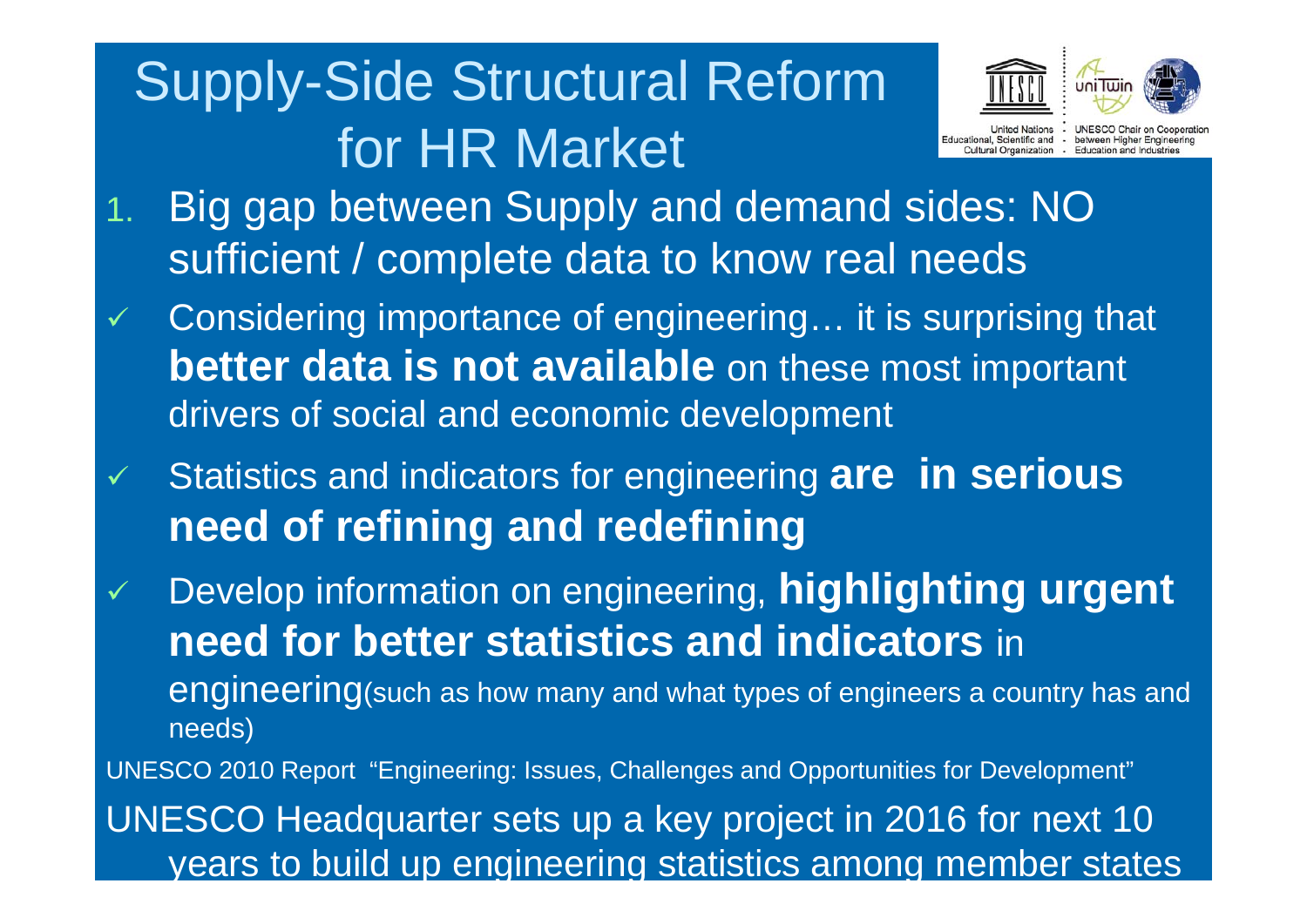# Supply-Side Structural Reform for HR Market

1. Big gap between Supply and demand sides: NO sufficient / complete data to know real needs

- ✓ Considering importance of engineering… it is surprising that **better data is not available** on these most important drivers of social and economic development
- ✓ Statistics and indicators for engineering **are in serious need of refining and redefining**
- ✓ Develop information on engineering, **highlighting urgent need for better statistics and indicators** in engineering(such as how many and what types of engineers a country has and needs)

UNESCO 2010 Report "Engineering: Issues, Challenges and Opportunities for Development"

UNESCO Headquarter sets up a key project in 2016 for next 10 years to build up engineering statistics among member states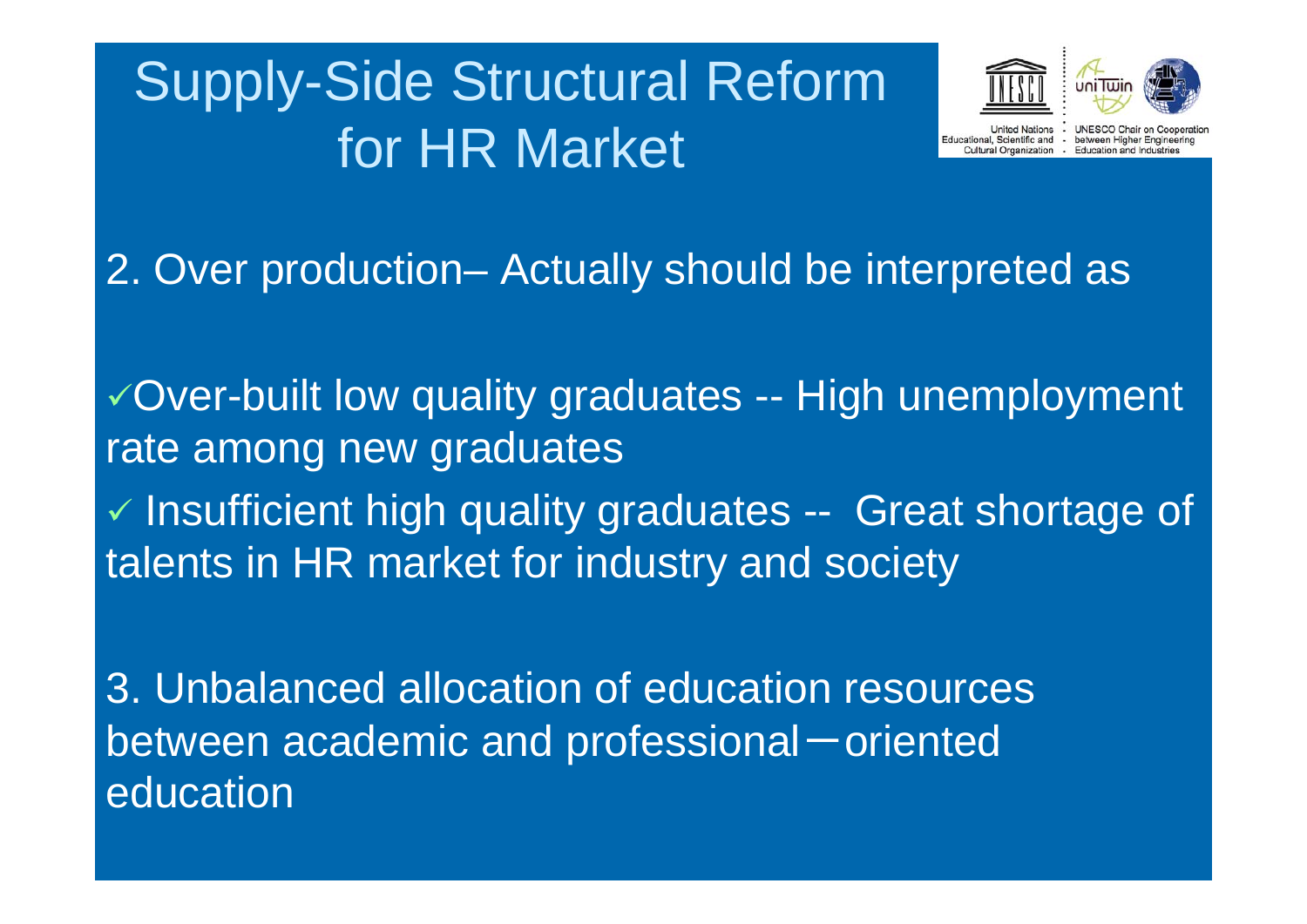# Supply-Side Structural Reform for HR Market

2. Over production– Actually should be interpreted as

- ✓Over-built low quality graduates -- High unemployment rate among new graduates
- ✓ Insufficient high quality graduates -- Great shortage of talents in HR market for industry and society

3. Unbalanced allocation of education resources between academic and professional－oriented education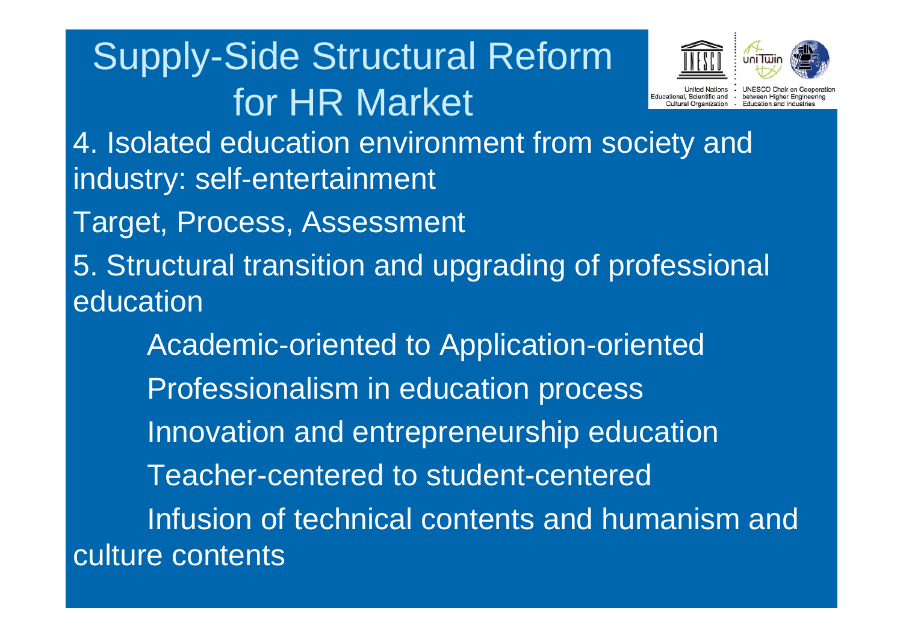# Supply-Side Structural Reform for HR Market

4. Isolated education environment from society and industry: self-entertainment

Target, Process, Assessment

5. Structural transition and upgrading of professional education

- Academic-oriented to Application-oriented
- Professionalism in education process
- Innovation and entrepreneurship education
- Teacher-centered to student-centered
- Infusion of technical contents and humanism and culture contents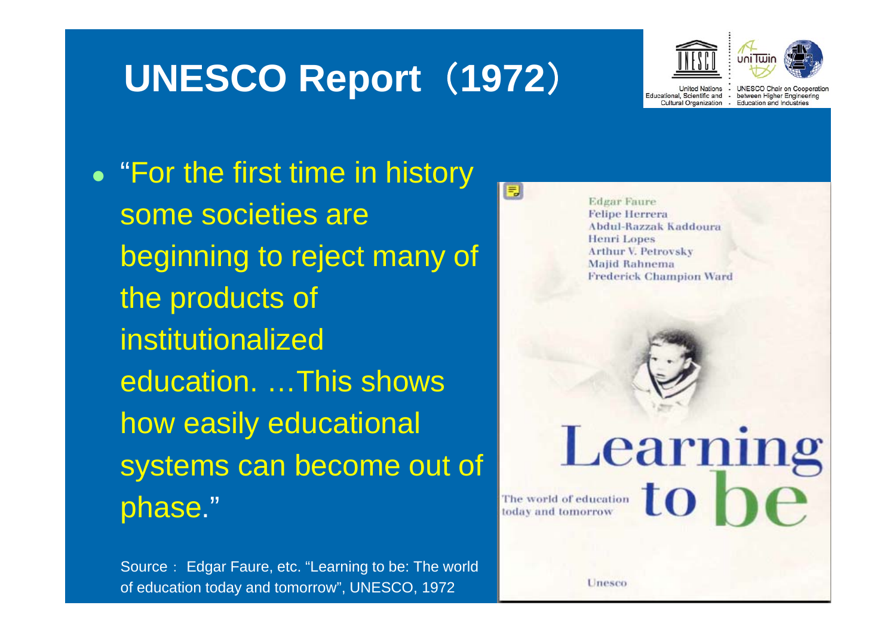# UNESCO Report（1972）

- "For the first time in history some societies are beginning to reject many of the products of institutionalized education. …This shows how easily educational systems can become out of phase."

Source： Edgar Faure, etc. "Learning to be: The world of education today and tomorrow", UNESCO, 1972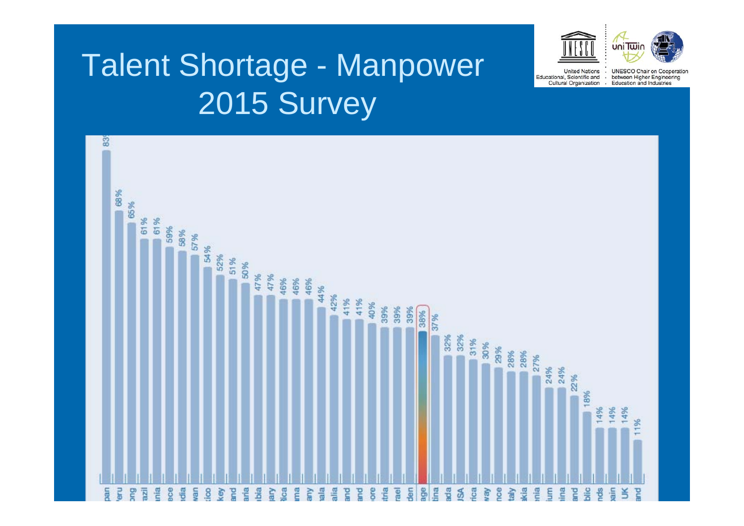# Talent Shortage - Manpower 2015 Survey

United Nations Educational, Scientific and Cultural Organization

UNESCO Chair on Cooperation between Higher Engineering Education and Industries

| Country | Talent Shortage |
|---|---|
| pan | 83% |
| eru | 68% |
| ong | 65% |
| azil | 61% |
| nia | 61% |
| ece | 59% |
| dia | 58% |
| wan | 57% |
| ico | 54% |
| key | 52% |
| and | 51% |
| aria | 50% |
| bia | 47% |
| ary | 47% |
| ica | 46% |
| ma | 46% |
| any | 46% |
| ala | 44% |
| alia | 42% |
| and | 41% |
| and | 41% |
| ore | 40% |
| tria | 39% |
| rael | 39% |
| den | 39% |
| age | 38% |
| tina | 37% |
| ada | 32% |
| USA | 32% |
| rica | 31% |
| way | 30% |
| nce | 29% |
| taly | 28% |
| kia | 28% |
| enia | 27% |
| ium | 24% |
| ina | 24% |
| and | 22% |
| blic | 18% |
| nds | 14% |
| ain | 14% |
| UK | 14% |
| and | 11% |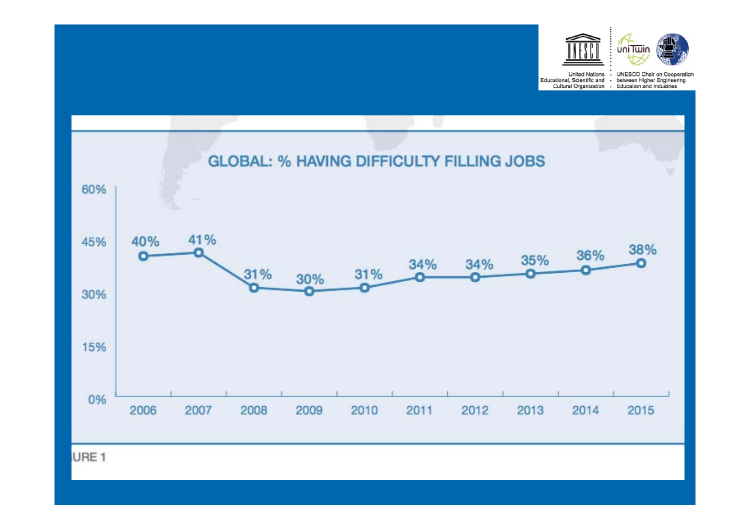## GLOBAL: % HAVING DIFFICULTY FILLING JOBS

| Year | % |
|---|---|
| 2006 | 40% |
| 2007 | 41% |
| 2008 | 31% |
| 2009 | 30% |
| 2010 | 31% |
| 2011 | 34% |
| 2012 | 34% |
| 2013 | 35% |
| 2014 | 36% |
| 2015 | 38% |

URE 1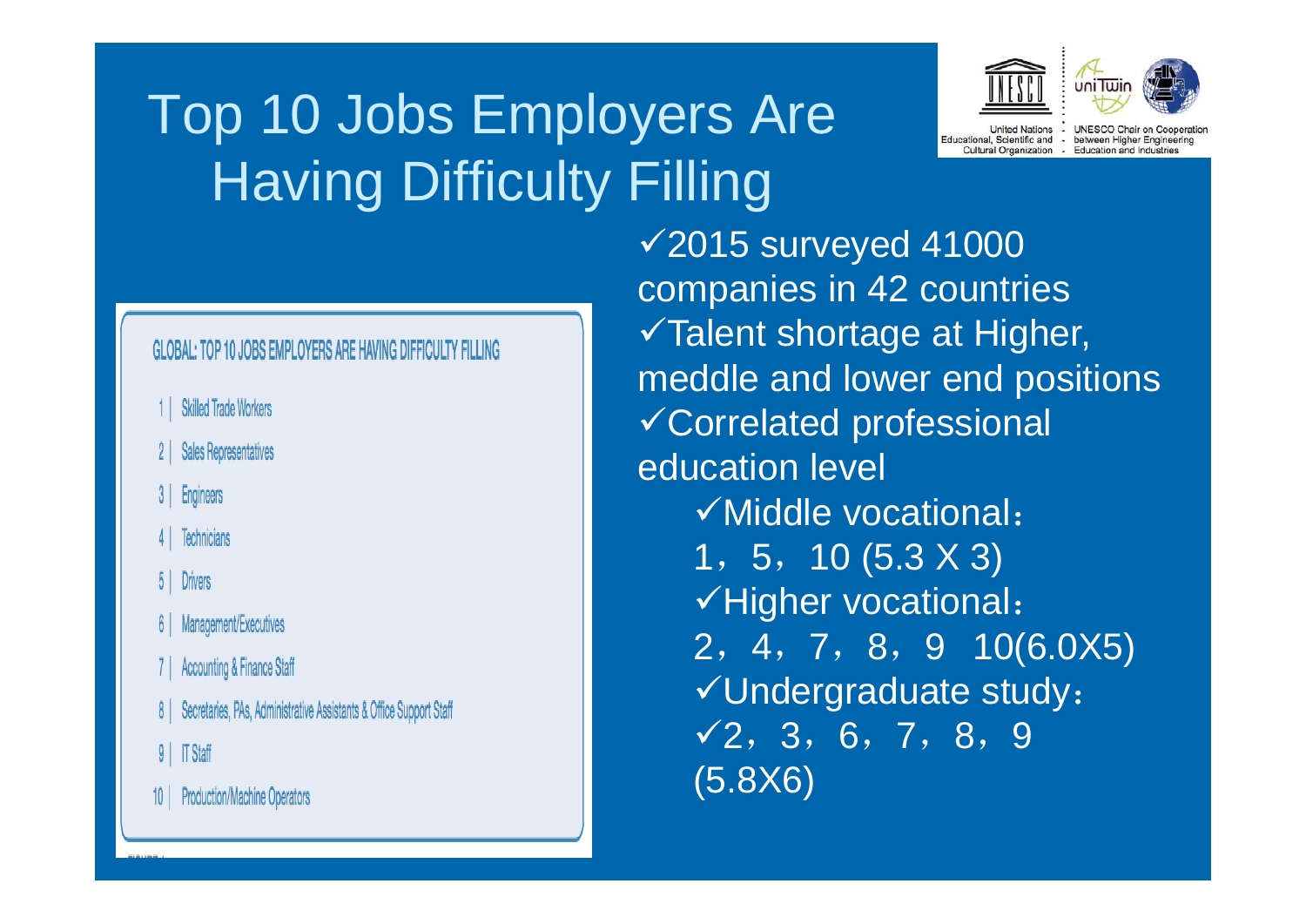# Top 10 Jobs Employers Are Having Difficulty Filling

**GLOBAL: TOP 10 JOBS EMPLOYERS ARE HAVING DIFFICULTY FILLING**

1 | Skilled Trade Workers
2 | Sales Representatives
3 | Engineers
4 | Technicians
5 | Drivers
6 | Management/Executives
7 | Accounting & Finance Staff
8 | Secretaries, PAs, Administrative Assistants & Office Support Staff
9 | IT Staff
10 | Production/Machine Operators

- ✓2015 surveyed 41000 companies in 42 countries
- ✓Talent shortage at Higher, meddle and lower end positions
- ✓Correlated professional education level
    - ✓Middle vocational：1，5，10 (5.3 X 3)
    - ✓Higher vocational：2，4，7，8，9 10(6.0X5)
    - ✓Undergraduate study：✓2，3，6，7，8，9 (5.8X6)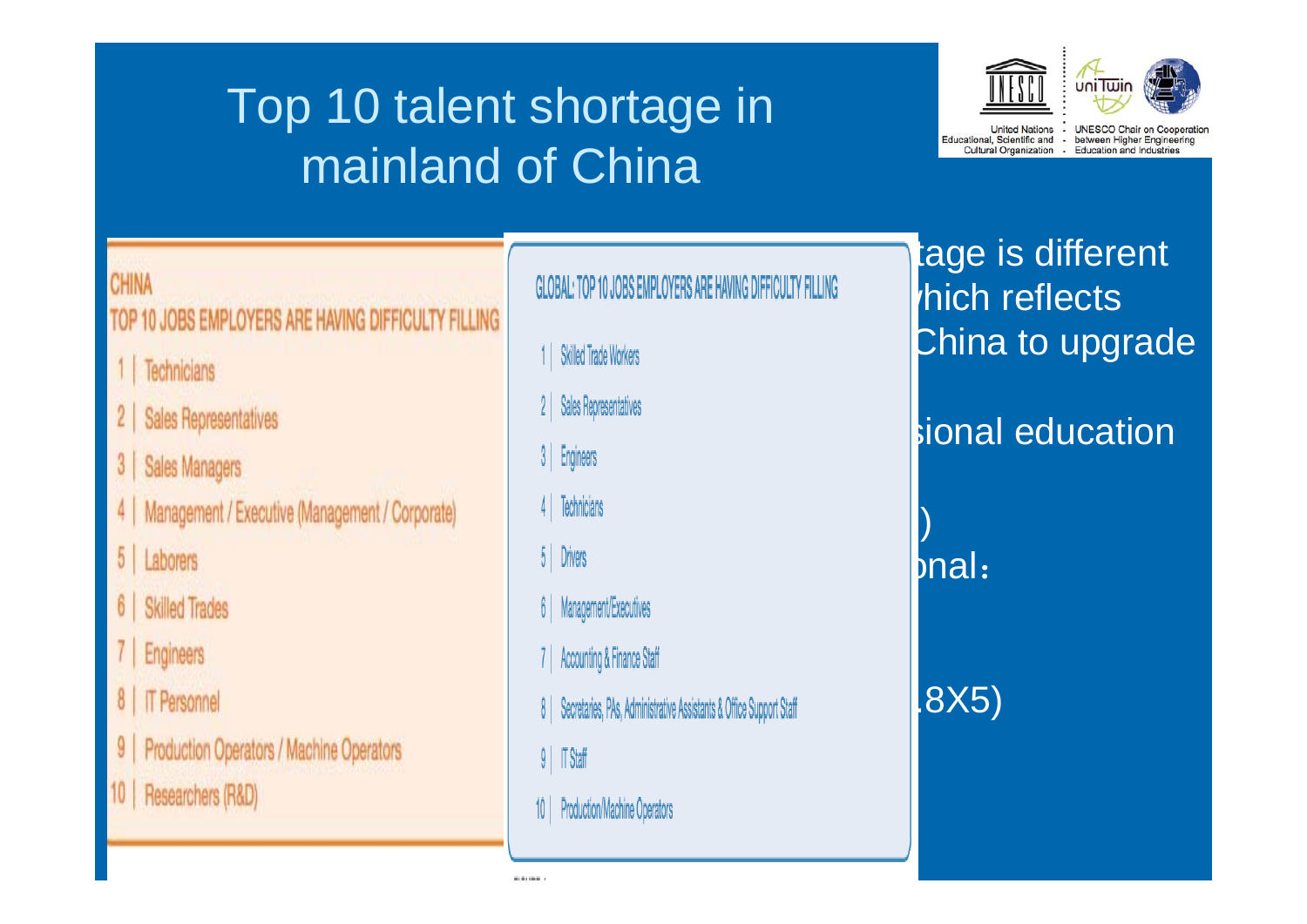# Top 10 talent shortage in mainland of China

United Nations Educational, Scientific and Cultural Organization

UNESCO Chair on Cooperation between Higher Engineering Education and Industries

**CHINA**
**TOP 10 JOBS EMPLOYERS ARE HAVING DIFFICULTY FILLING**

1. Technicians
2. Sales Representatives
3. Sales Managers
4. Management / Executive (Management / Corporate)
5. Laborers
6. Skilled Trades
7. Engineers
8. IT Personnel
9. Production Operators / Machine Operators
10. Researchers (R&D)

**GLOBAL: TOP 10 JOBS EMPLOYERS ARE HAVING DIFFICULTY FILLING**

1. Skilled Trade Workers
2. Sales Representatives
3. Engineers
4. Technicians
5. Drivers
6. Management/Executives
7. Accounting & Finance Staff
8. Secretaries, PAs, Administrative Assistants & Office Support Staff
9. IT Staff
10. Production/Machine Operators

tage is different
/hich reflects
China to upgrade

sional education

)
onal：

.8X5)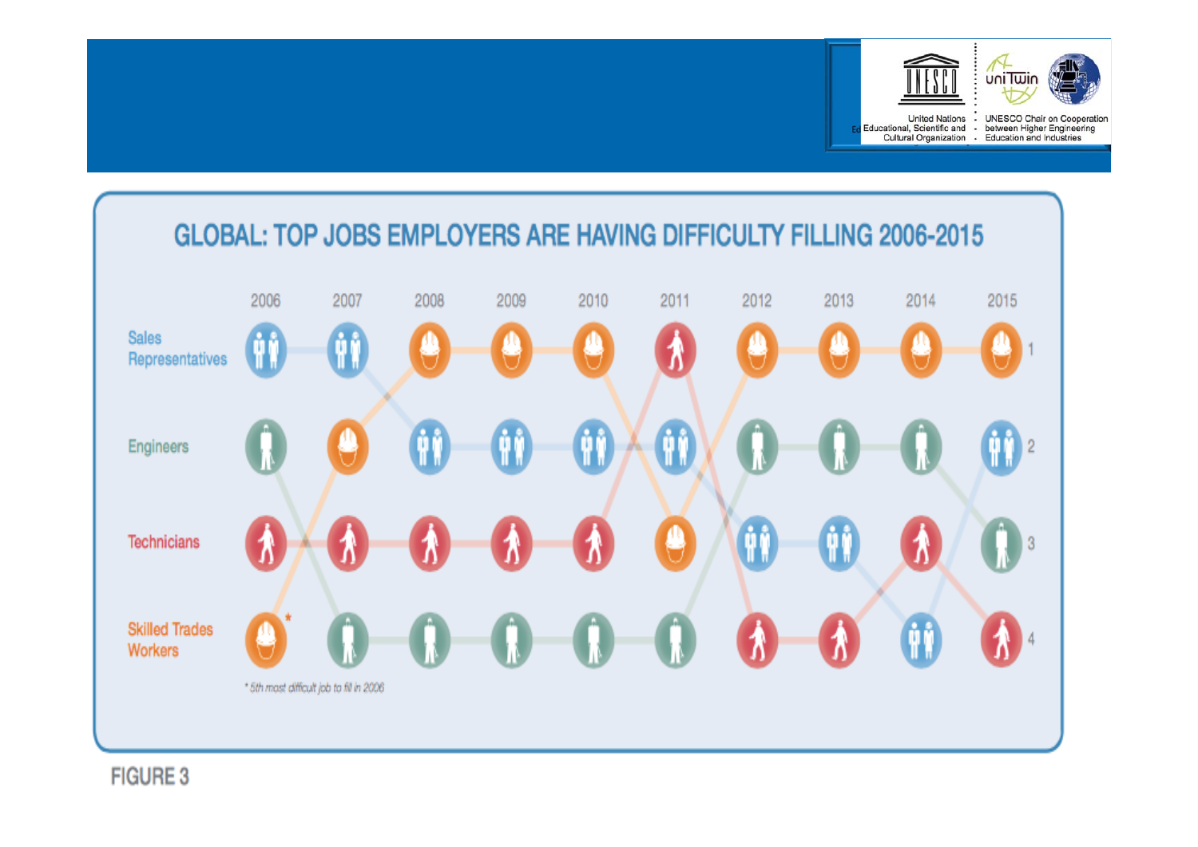## GLOBAL: TOP JOBS EMPLOYERS ARE HAVING DIFFICULTY FILLING 2006-2015

| | 2006 | 2007 | 2008 | 2009 | 2010 | 2011 | 2012 | 2013 | 2014 | 2015 |
|---|---|---|---|---|---|---|---|---|---|---|
| 1 | Sales Representatives | Sales Representatives | Skilled Trades Workers | Skilled Trades Workers | Skilled Trades Workers | Technicians | Skilled Trades Workers | Skilled Trades Workers | Skilled Trades Workers | Skilled Trades Workers |
| 2 | Engineers | Skilled Trades Workers | Sales Representatives | Sales Representatives | Sales Representatives | Sales Representatives | Engineers | Engineers | Engineers | Sales Representatives |
| 3 | Technicians | Technicians | Technicians | Technicians | Technicians | Skilled Trades Workers | Sales Representatives | Sales Representatives | Technicians | Engineers |
| 4 | Skilled Trades Workers* | Engineers | Engineers | Engineers | Engineers | Engineers | Technicians | Technicians | Sales Representatives | Technicians |

* 5th most difficult job to fill in 2006

FIGURE 3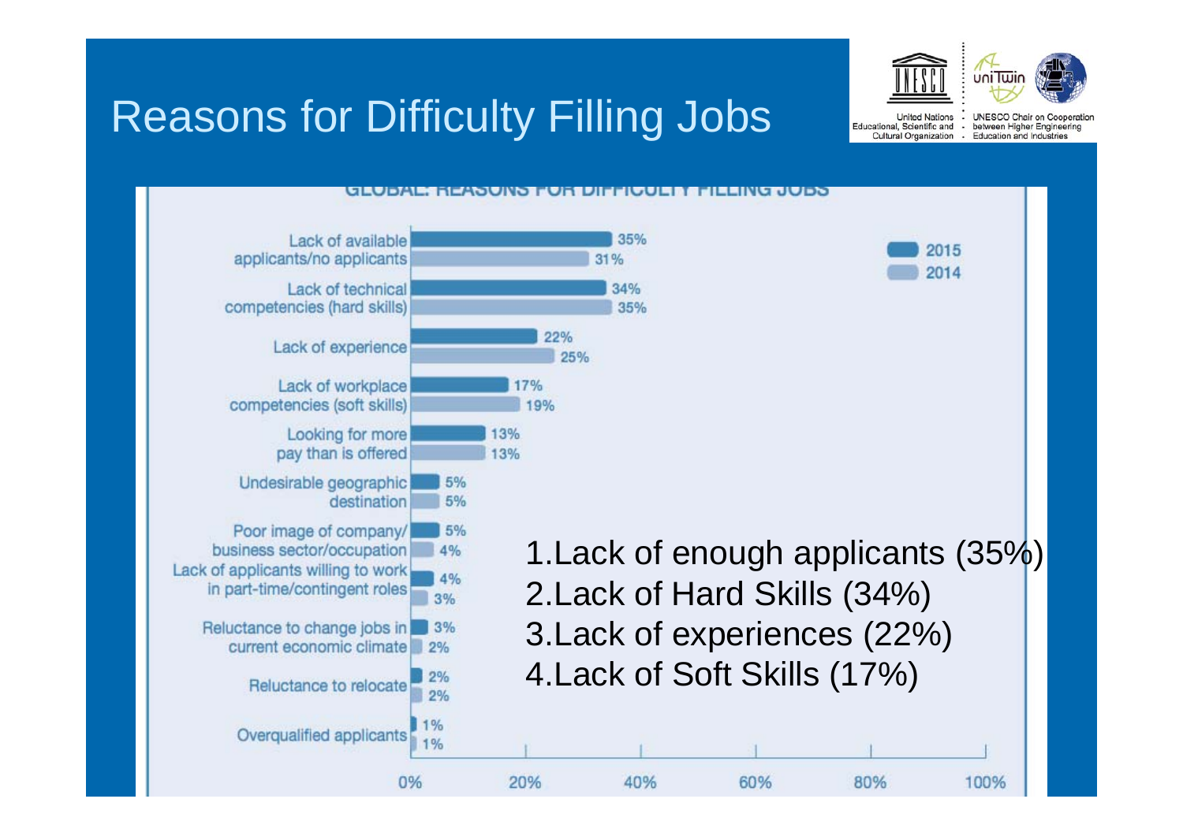# Reasons for Difficulty Filling Jobs

United Nations Educational, Scientific and Cultural Organization · UNESCO Chair on Cooperation between Higher Engineering Education and Industries

**GLOBAL: REASONS FOR DIFFICULTY FILLING JOBS**

| Reason | 2015 | 2014 |
| --- | --- | --- |
| Lack of available applicants/no applicants | 35% | 31% |
| Lack of technical competencies (hard skills) | 34% | 35% |
| Lack of experience | 22% | 25% |
| Lack of workplace competencies (soft skills) | 17% | 19% |
| Looking for more pay than is offered | 13% | 13% |
| Undesirable geographic destination | 5% | 5% |
| Poor image of company/business sector/occupation | 5% | 4% |
| Lack of applicants willing to work in part-time/contingent roles | 4% | 3% |
| Reluctance to change jobs in current economic climate | 3% | 2% |
| Reluctance to relocate | 2% | 2% |
| Overqualified applicants | 1% | 1% |

1. Lack of enough applicants (35%)
2. Lack of Hard Skills (34%)
3. Lack of experiences (22%)
4. Lack of Soft Skills (17%)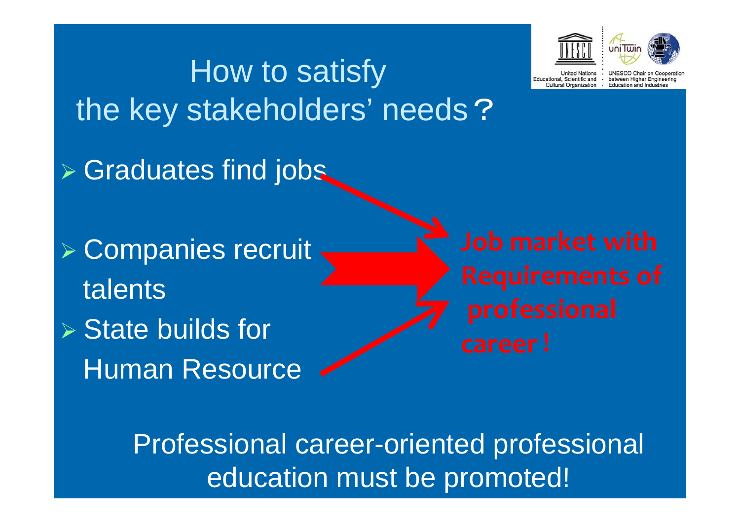# How to satisfy the key stakeholders' needs？

- Graduates find jobs
- Companies recruit talents
- State builds for Human Resource

**Job market with Requirements of professional career !**

Professional career-oriented professional education must be promoted!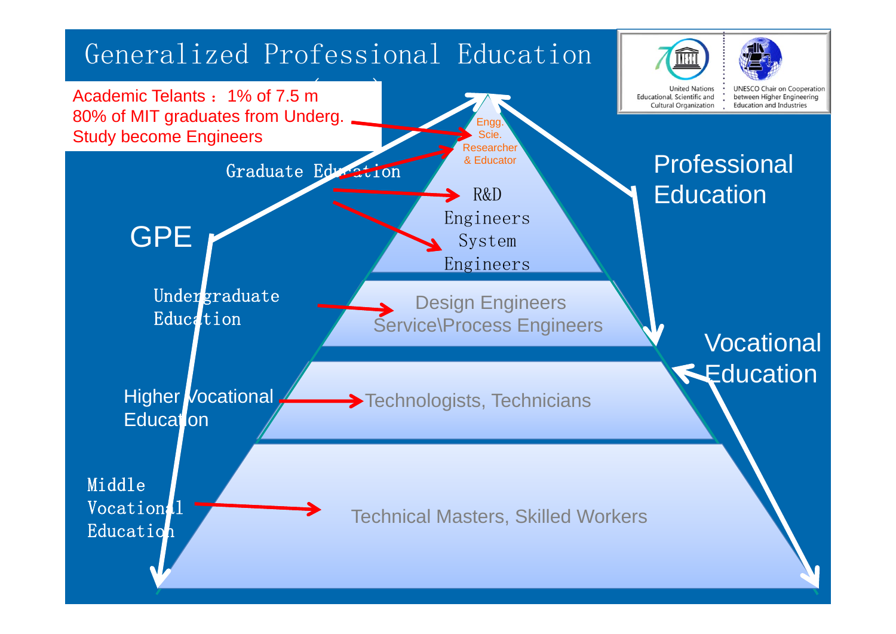# Generalized Professional Education

Academic Telants：1% of 7.5 m
80% of MIT graduates from Underg. Study become Engineers

United Nations Educational, Scientific and Cultural Organization

UNESCO Chair on Cooperation between Higher Engineering Education and Industries

GPE

Professional Education

Vocational Education

Graduate Education

- Engg. Scie. Researcher & Educator
- R&D Engineers
- System Engineers

Undergraduate Education

- Design Engineers
- Service\Process Engineers

Higher Vocational Education

- Technologists, Technicians

Middle Vocational Education

- Technical Masters, Skilled Workers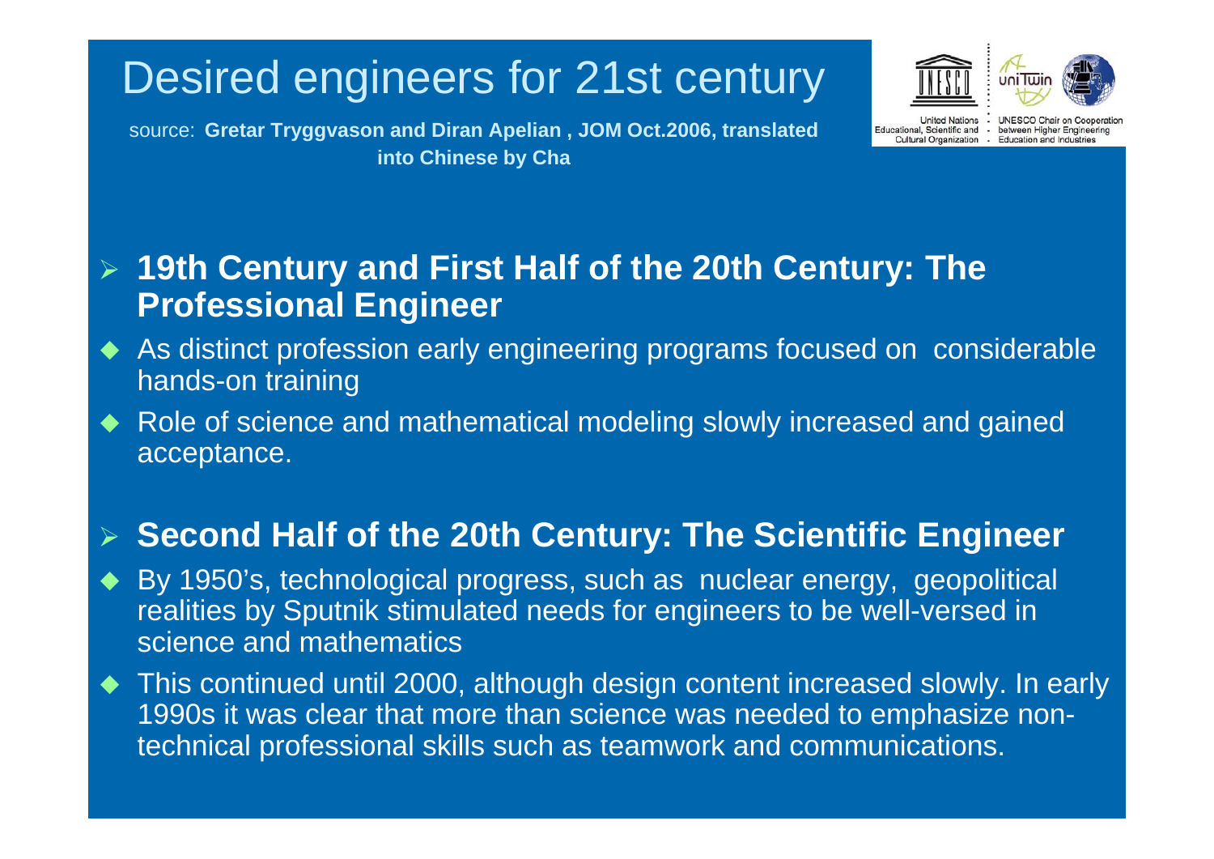# Desired engineers for 21st century

source: **Gretar Tryggvason and Diran Apelian , JOM Oct.2006, translated into Chinese by Cha**

United Nations Educational, Scientific and Cultural Organization · UNESCO Chair on Cooperation between Higher Engineering Education and Industries

- **19th Century and First Half of the 20th Century: The Professional Engineer**
- As distinct profession early engineering programs focused on considerable hands-on training
- Role of science and mathematical modeling slowly increased and gained acceptance.

- **Second Half of the 20th Century: The Scientific Engineer**
- By 1950's, technological progress, such as nuclear energy, geopolitical realities by Sputnik stimulated needs for engineers to be well-versed in science and mathematics
- This continued until 2000, although design content increased slowly. In early 1990s it was clear that more than science was needed to emphasize non-technical professional skills such as teamwork and communications.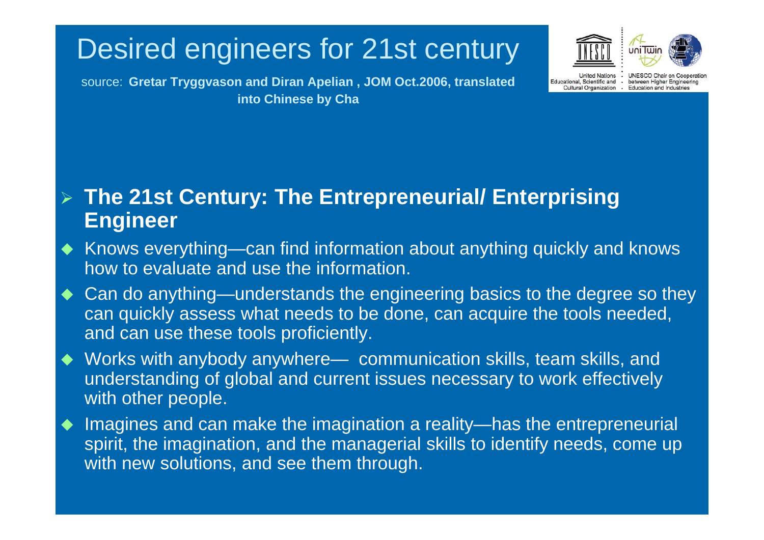# Desired engineers for 21st century

source: **Gretar Tryggvason and Diran Apelian , JOM Oct.2006, translated into Chinese by Cha**

United Nations Educational, Scientific and Cultural Organization · UNESCO Chair on Cooperation between Higher Engineering Education and Industries

- **The 21st Century: The Entrepreneurial/ Enterprising Engineer**

- Knows everything—can find information about anything quickly and knows how to evaluate and use the information.
- Can do anything—understands the engineering basics to the degree so they can quickly assess what needs to be done, can acquire the tools needed, and can use these tools proficiently.
- Works with anybody anywhere— communication skills, team skills, and understanding of global and current issues necessary to work effectively with other people.
- Imagines and can make the imagination a reality—has the entrepreneurial spirit, the imagination, and the managerial skills to identify needs, come up with new solutions, and see them through.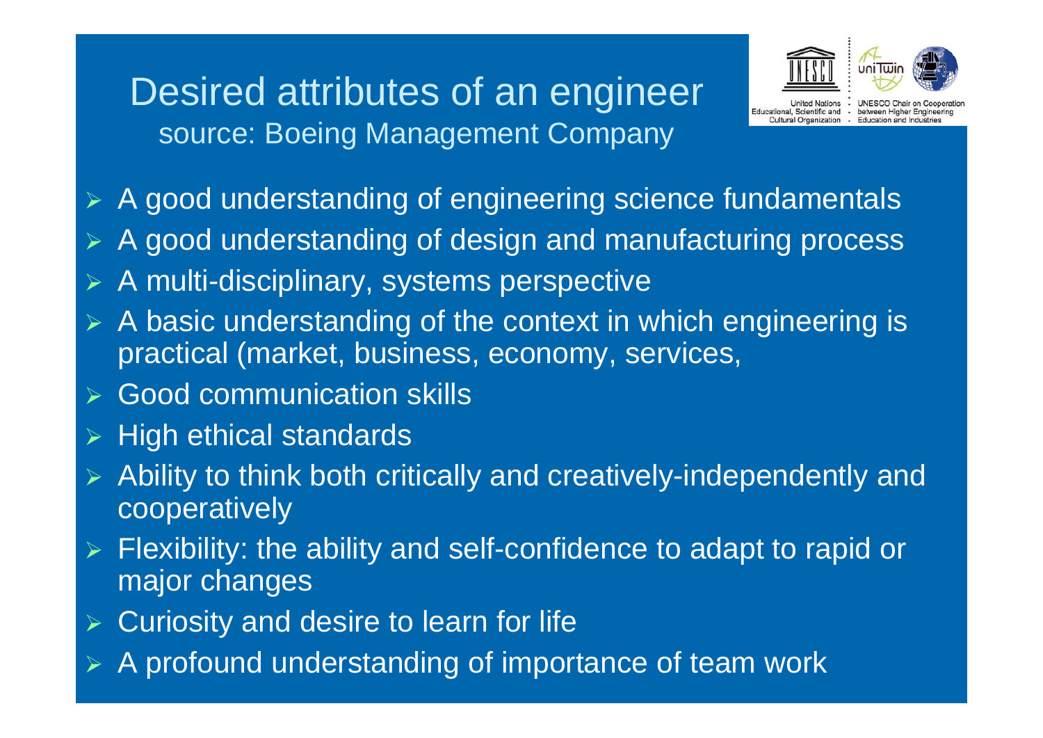# Desired attributes of an engineer

source: Boeing Management Company

- A good understanding of engineering science fundamentals
- A good understanding of design and manufacturing process
- A multi-disciplinary, systems perspective
- A basic understanding of the context in which engineering is practical (market, business, economy, services,
- Good communication skills
- High ethical standards
- Ability to think both critically and creatively-independently and cooperatively
- Flexibility: the ability and self-confidence to adapt to rapid or major changes
- Curiosity and desire to learn for life
- A profound understanding of importance of team work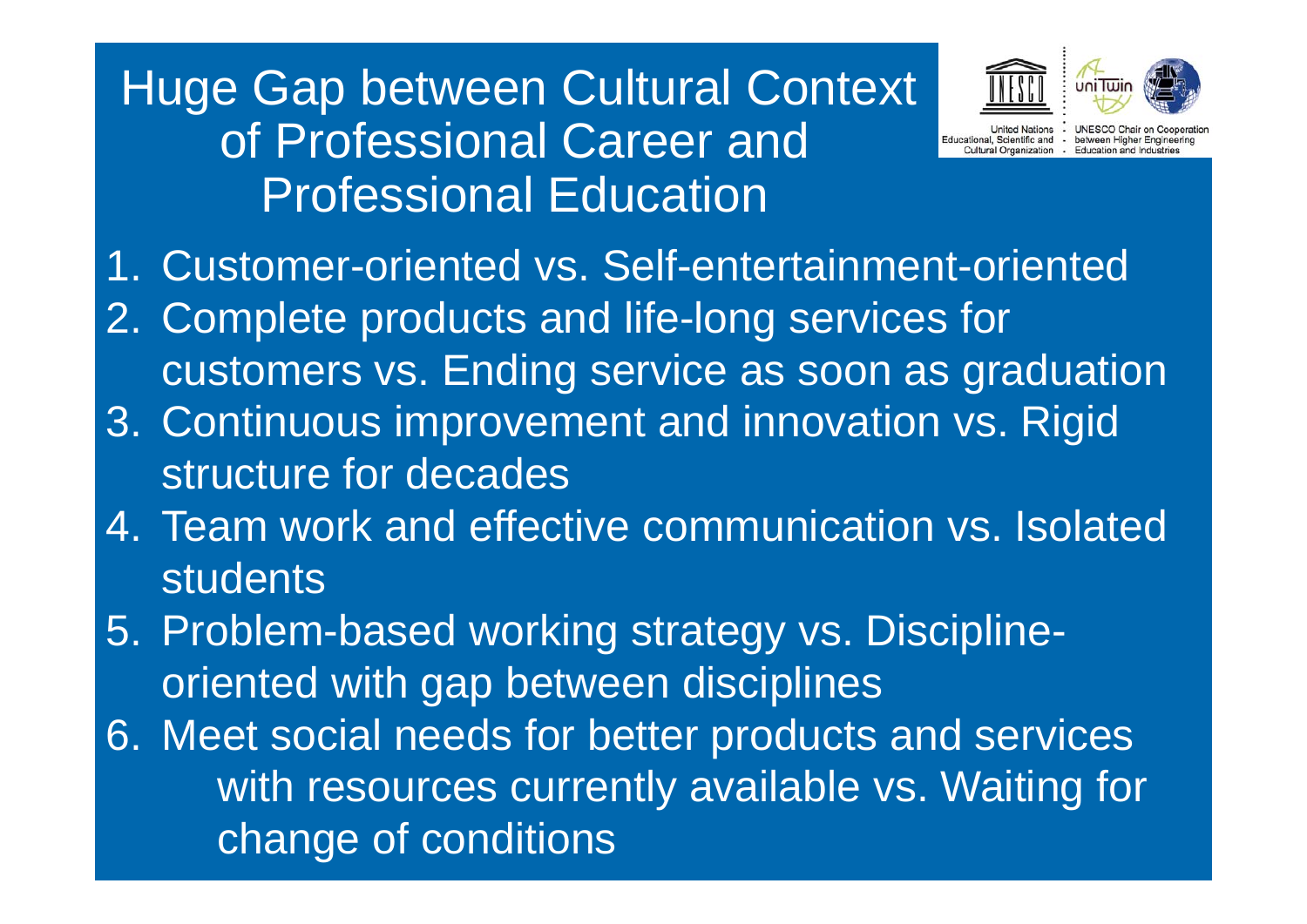# Huge Gap between Cultural Context of Professional Career and Professional Education

1. Customer-oriented vs. Self-entertainment-oriented
2. Complete products and life-long services for customers vs. Ending service as soon as graduation
3. Continuous improvement and innovation vs. Rigid structure for decades
4. Team work and effective communication vs. Isolated students
5. Problem-based working strategy vs. Discipline-oriented with gap between disciplines
6. Meet social needs for better products and services with resources currently available vs. Waiting for change of conditions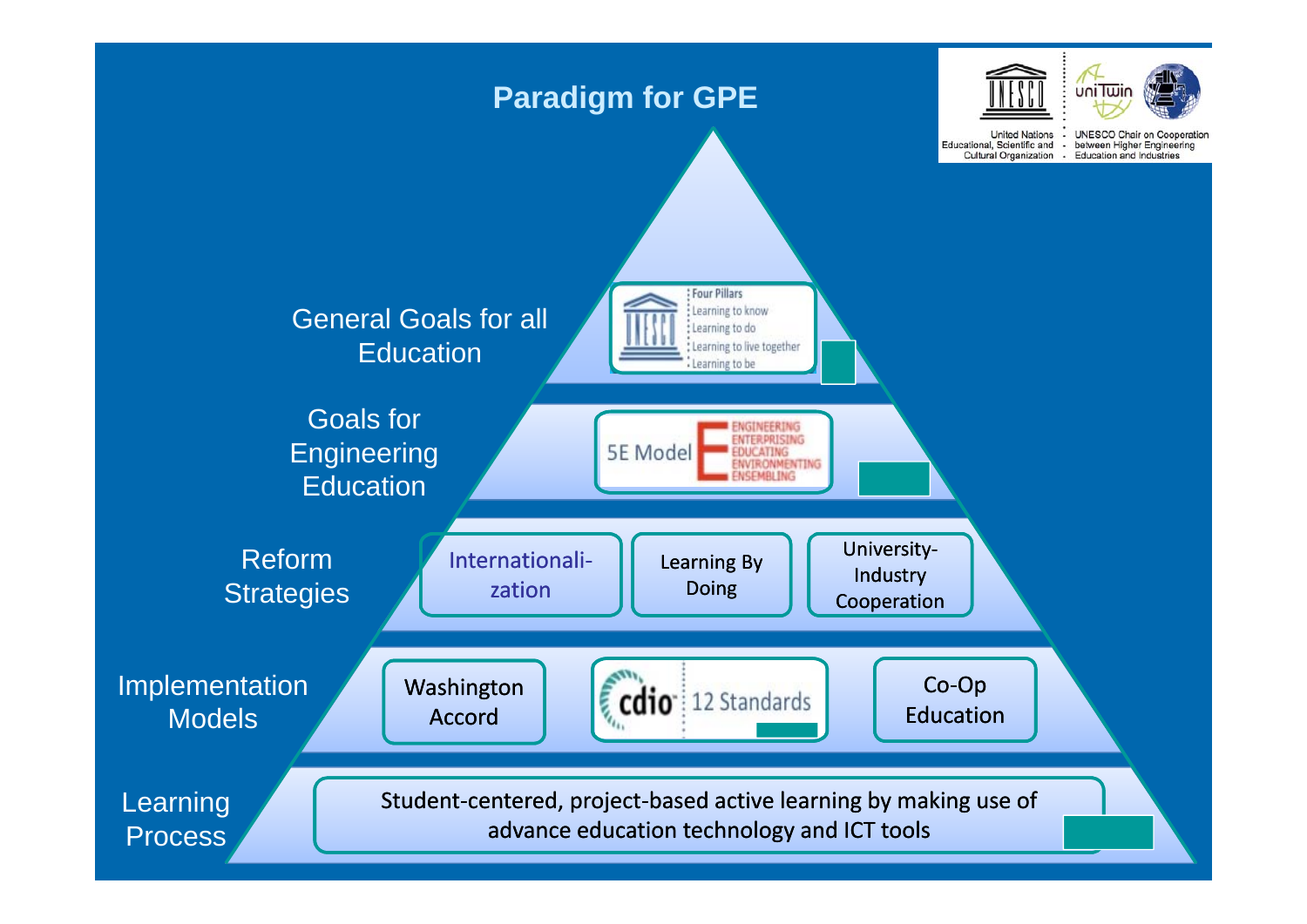# Paradigm for GPE

United Nations Educational, Scientific and Cultural Organization

UNESCO Chair on Cooperation between Higher Engineering Education and Industries

**General Goals for all Education**

Four Pillars
- Learning to know
- Learning to do
- Learning to live together
- Learning to be

**Goals for Engineering Education**

5E Model
- ENGINEERING
- ENTERPRISING
- EDUCATING
- ENVIRONMENTING
- ENSEMBLING

**Reform Strategies**

- Internationalization
- Learning By Doing
- University-Industry Cooperation

**Implementation Models**

- Washington Accord
- cdio: 12 Standards
- Co-Op Education

**Learning Process**

Student-centered, project-based active learning by making use of advance education technology and ICT tools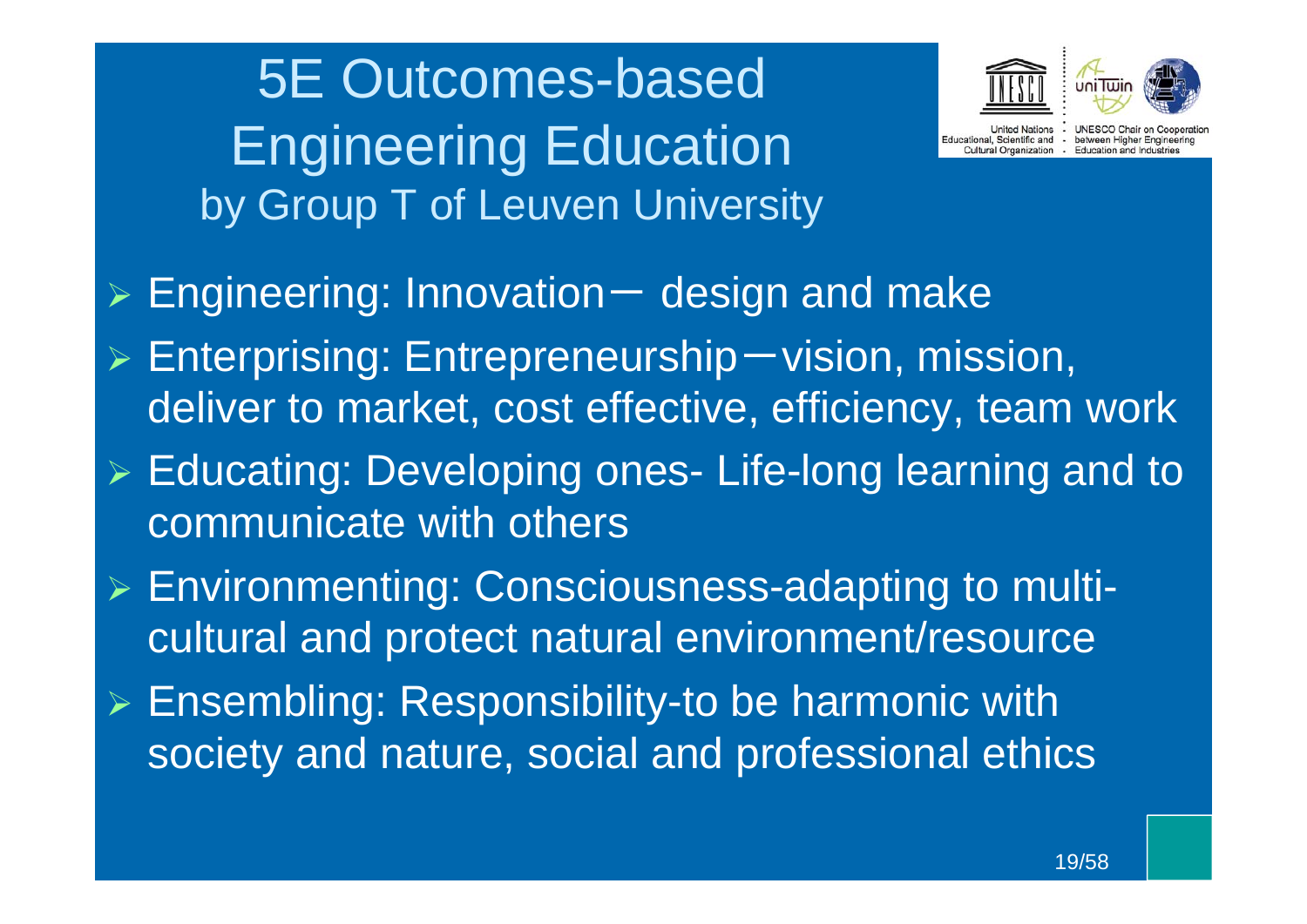# 5E Outcomes-based Engineering Education
## by Group T of Leuven University

- Engineering: Innovation－ design and make
- Enterprising: Entrepreneurship－vision, mission, deliver to market, cost effective, efficiency, team work
- Educating: Developing ones- Life-long learning and to communicate with others
- Environmenting: Consciousness-adapting to multi-cultural and protect natural environment/resource
- Ensembling: Responsibility-to be harmonic with society and nature, social and professional ethics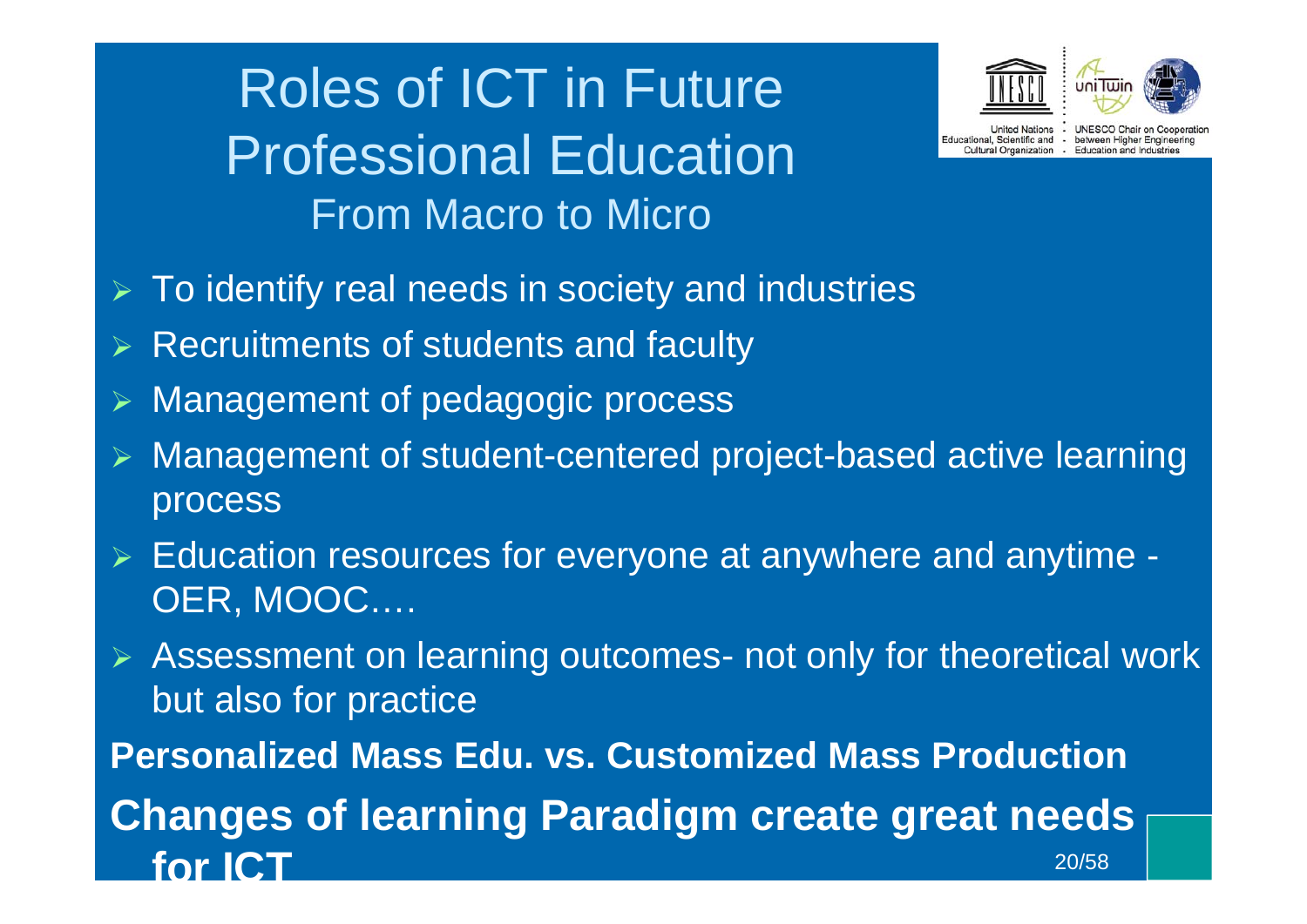# Roles of ICT in Future Professional Education

## From Macro to Micro

- To identify real needs in society and industries
- Recruitments of students and faculty
- Management of pedagogic process
- Management of student-centered project-based active learning process
- Education resources for everyone at anywhere and anytime - OER, MOOC….
- Assessment on learning outcomes- not only for theoretical work but also for practice

**Personalized Mass Edu. vs. Customized Mass Production**

**Changes of learning Paradigm create great needs for ICT**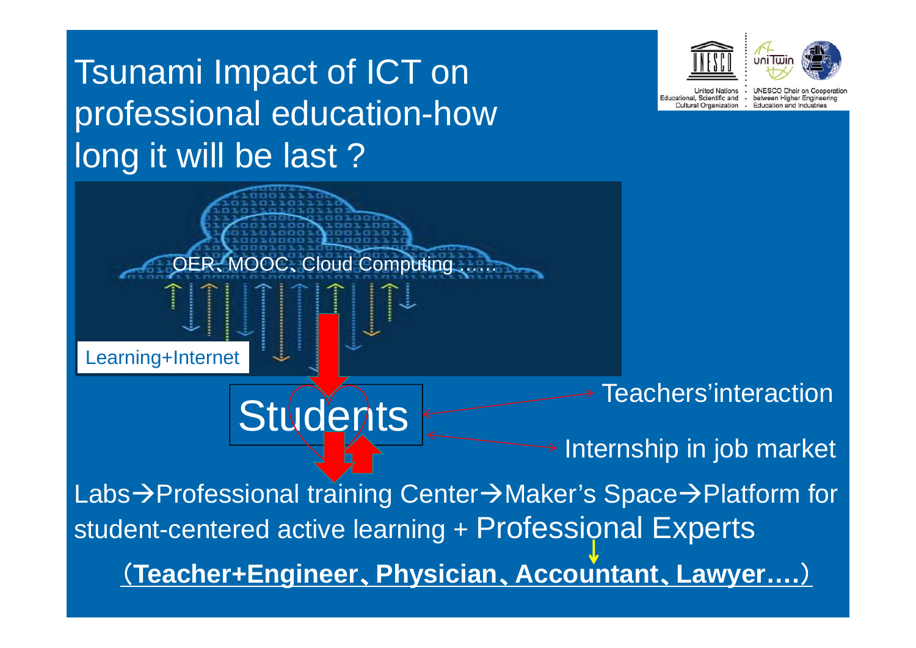# Tsunami Impact of ICT on professional education-how long it will be last？

United Nations Educational, Scientific and Cultural Organization · UNESCO Chair on Cooperation between Higher Engineering Education and Industries

OER、MOOC、Cloud Computing ……

Learning+Internet

Students

Teachers'interaction

Internship in job market

Labs→Professional training Center→Maker's Space→Platform for student-centered active learning + Professional Experts

（**Teacher+Engineer、Physician、Accountant、Lawyer….**）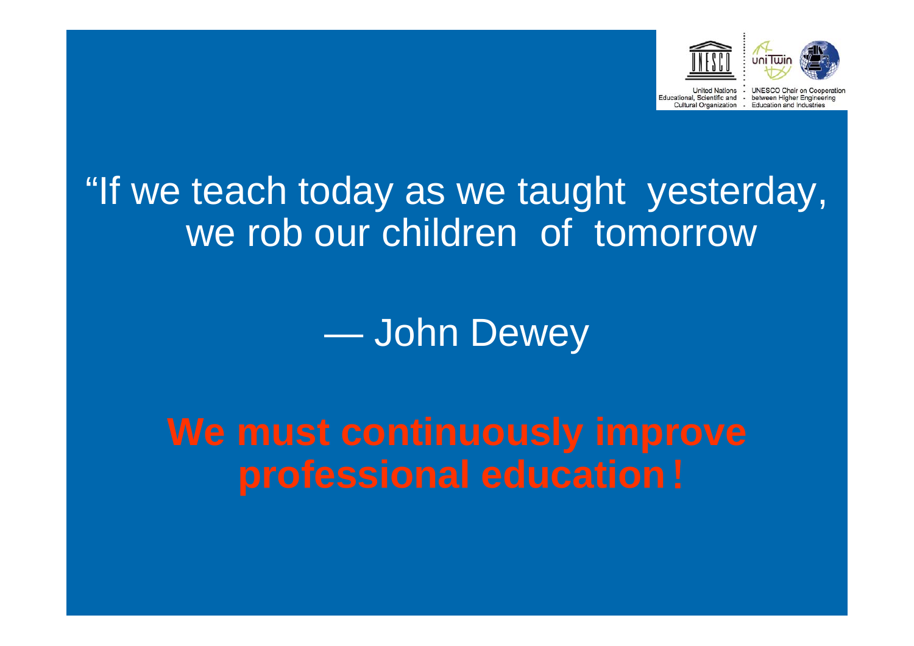United Nations Educational, Scientific and Cultural Organization

UNESCO Chair on Cooperation between Higher Engineering Education and Industries

“If we teach today as we taught yesterday, we rob our children of tomorrow

— John Dewey

**We must continuously improve professional education !**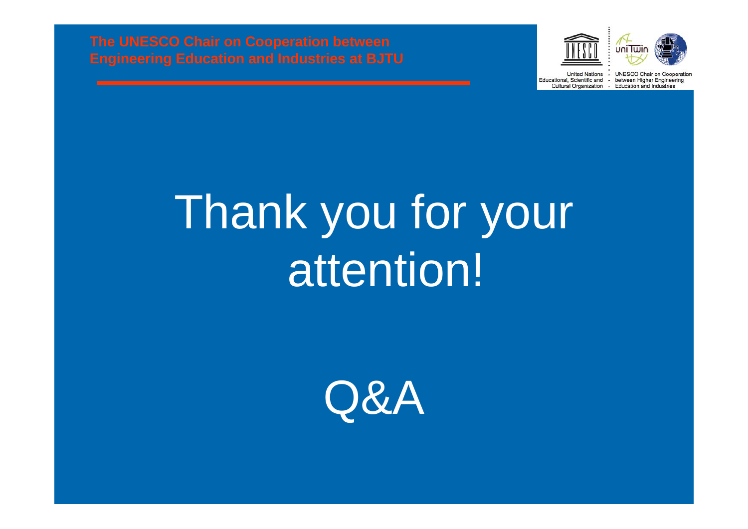# Thank you for your attention!

Q&A